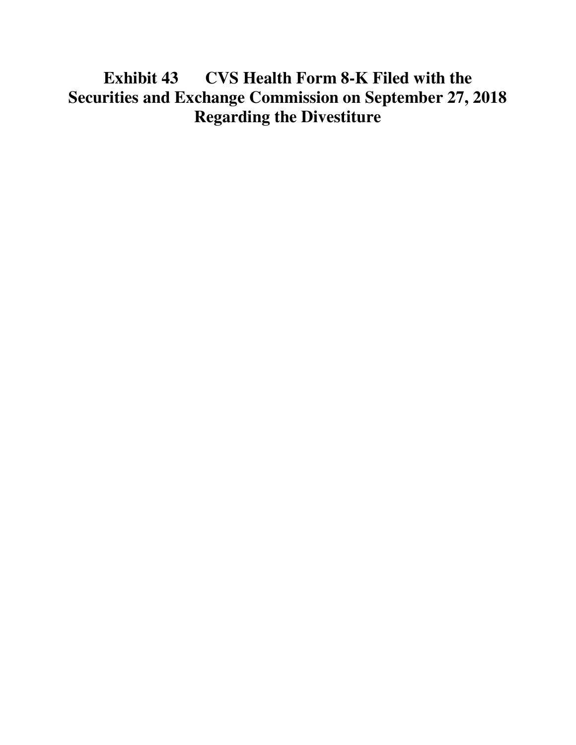# Exhibit 43 CVS Health Form 8-K Filed with the Securities and Exchange Commission on September 27, 2018 Regarding the Divestiture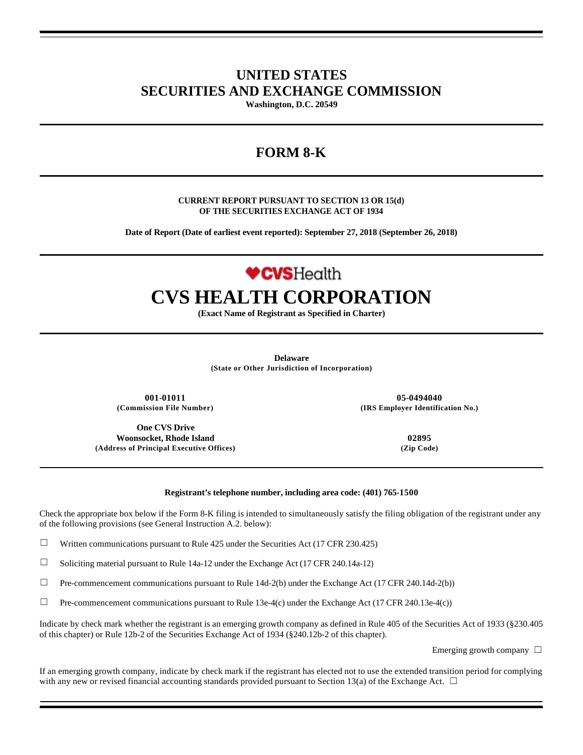# UNITED STATES
# SECURITIES AND EXCHANGE COMMISSION

**Washington, D.C. 20549**

## FORM 8-K

**CURRENT REPORT PURSUANT TO SECTION 13 OR 15(d)
OF THE SECURITIES EXCHANGE ACT OF 1934**

**Date of Report (Date of earliest event reported): September 27, 2018 (September 26, 2018)**

CVSHealth

# CVS HEALTH CORPORATION

**(Exact Name of Registrant as Specified in Charter)**

**Delaware**
**(State or Other Jurisdiction of Incorporation)**

| | |
|---|---|
| **001-01011** | **05-0494040** |
| **(Commission File Number)** | **(IRS Employer Identification No.)** |
| **One CVS Drive** | |
| **Woonsocket, Rhode Island** | **02895** |
| **(Address of Principal Executive Offices)** | **(Zip Code)** |

**Registrant's telephone number, including area code: (401) 765-1500**

Check the appropriate box below if the Form 8-K filing is intended to simultaneously satisfy the filing obligation of the registrant under any of the following provisions (see General Instruction A.2. below):

☐ Written communications pursuant to Rule 425 under the Securities Act (17 CFR 230.425)

☐ Soliciting material pursuant to Rule 14a-12 under the Exchange Act (17 CFR 240.14a-12)

☐ Pre-commencement communications pursuant to Rule 14d-2(b) under the Exchange Act (17 CFR 240.14d-2(b))

☐ Pre-commencement communications pursuant to Rule 13e-4(c) under the Exchange Act (17 CFR 240.13e-4(c))

Indicate by check mark whether the registrant is an emerging growth company as defined in Rule 405 of the Securities Act of 1933 (§230.405 of this chapter) or Rule 12b-2 of the Securities Exchange Act of 1934 (§240.12b-2 of this chapter).

Emerging growth company ☐

If an emerging growth company, indicate by check mark if the registrant has elected not to use the extended transition period for complying with any new or revised financial accounting standards provided pursuant to Section 13(a) of the Exchange Act. ☐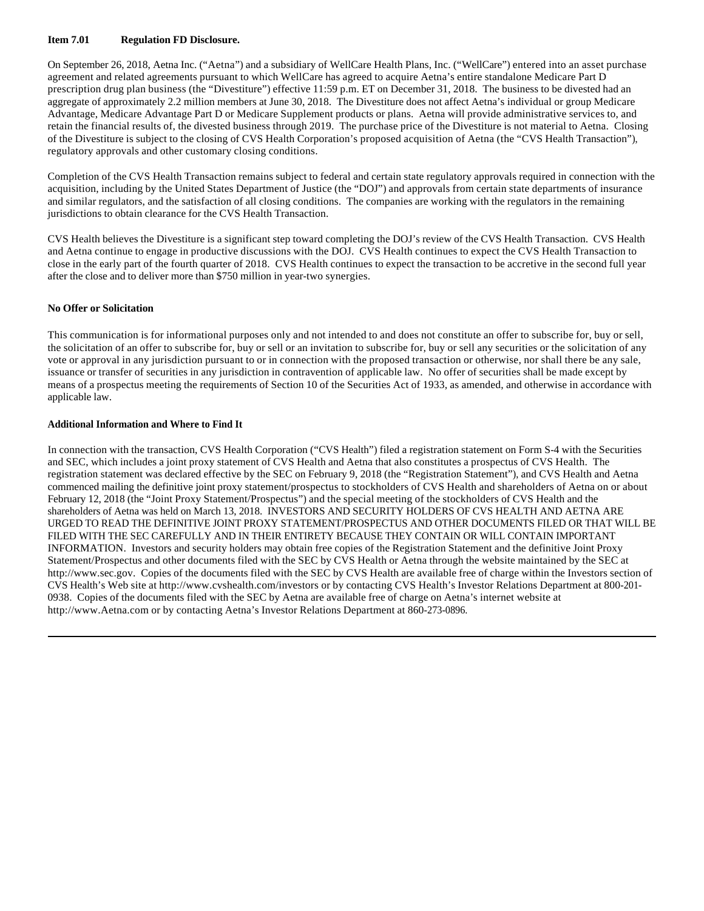**Item 7.01 Regulation FD Disclosure.**

On September 26, 2018, Aetna Inc. ("Aetna") and a subsidiary of WellCare Health Plans, Inc. ("WellCare") entered into an asset purchase agreement and related agreements pursuant to which WellCare has agreed to acquire Aetna's entire standalone Medicare Part D prescription drug plan business (the "Divestiture") effective 11:59 p.m. ET on December 31, 2018. The business to be divested had an aggregate of approximately 2.2 million members at June 30, 2018. The Divestiture does not affect Aetna's individual or group Medicare Advantage, Medicare Advantage Part D or Medicare Supplement products or plans. Aetna will provide administrative services to, and retain the financial results of, the divested business through 2019. The purchase price of the Divestiture is not material to Aetna. Closing of the Divestiture is subject to the closing of CVS Health Corporation's proposed acquisition of Aetna (the "CVS Health Transaction"), regulatory approvals and other customary closing conditions.

Completion of the CVS Health Transaction remains subject to federal and certain state regulatory approvals required in connection with the acquisition, including by the United States Department of Justice (the "DOJ") and approvals from certain state departments of insurance and similar regulators, and the satisfaction of all closing conditions. The companies are working with the regulators in the remaining jurisdictions to obtain clearance for the CVS Health Transaction.

CVS Health believes the Divestiture is a significant step toward completing the DOJ's review of the CVS Health Transaction. CVS Health and Aetna continue to engage in productive discussions with the DOJ. CVS Health continues to expect the CVS Health Transaction to close in the early part of the fourth quarter of 2018. CVS Health continues to expect the transaction to be accretive in the second full year after the close and to deliver more than $750 million in year-two synergies.

**No Offer or Solicitation**

This communication is for informational purposes only and not intended to and does not constitute an offer to subscribe for, buy or sell, the solicitation of an offer to subscribe for, buy or sell or an invitation to subscribe for, buy or sell any securities or the solicitation of any vote or approval in any jurisdiction pursuant to or in connection with the proposed transaction or otherwise, nor shall there be any sale, issuance or transfer of securities in any jurisdiction in contravention of applicable law. No offer of securities shall be made except by means of a prospectus meeting the requirements of Section 10 of the Securities Act of 1933, as amended, and otherwise in accordance with applicable law.

**Additional Information and Where to Find It**

In connection with the transaction, CVS Health Corporation ("CVS Health") filed a registration statement on Form S-4 with the Securities and SEC, which includes a joint proxy statement of CVS Health and Aetna that also constitutes a prospectus of CVS Health. The registration statement was declared effective by the SEC on February 9, 2018 (the "Registration Statement"), and CVS Health and Aetna commenced mailing the definitive joint proxy statement/prospectus to stockholders of CVS Health and shareholders of Aetna on or about February 12, 2018 (the "Joint Proxy Statement/Prospectus") and the special meeting of the stockholders of CVS Health and the shareholders of Aetna was held on March 13, 2018. INVESTORS AND SECURITY HOLDERS OF CVS HEALTH AND AETNA ARE URGED TO READ THE DEFINITIVE JOINT PROXY STATEMENT/PROSPECTUS AND OTHER DOCUMENTS FILED OR THAT WILL BE FILED WITH THE SEC CAREFULLY AND IN THEIR ENTIRETY BECAUSE THEY CONTAIN OR WILL CONTAIN IMPORTANT INFORMATION. Investors and security holders may obtain free copies of the Registration Statement and the definitive Joint Proxy Statement/Prospectus and other documents filed with the SEC by CVS Health or Aetna through the website maintained by the SEC at http://www.sec.gov. Copies of the documents filed with the SEC by CVS Health are available free of charge within the Investors section of CVS Health's Web site at http://www.cvshealth.com/investors or by contacting CVS Health's Investor Relations Department at 800-201-0938. Copies of the documents filed with the SEC by Aetna are available free of charge on Aetna's internet website at http://www.Aetna.com or by contacting Aetna's Investor Relations Department at 860-273-0896.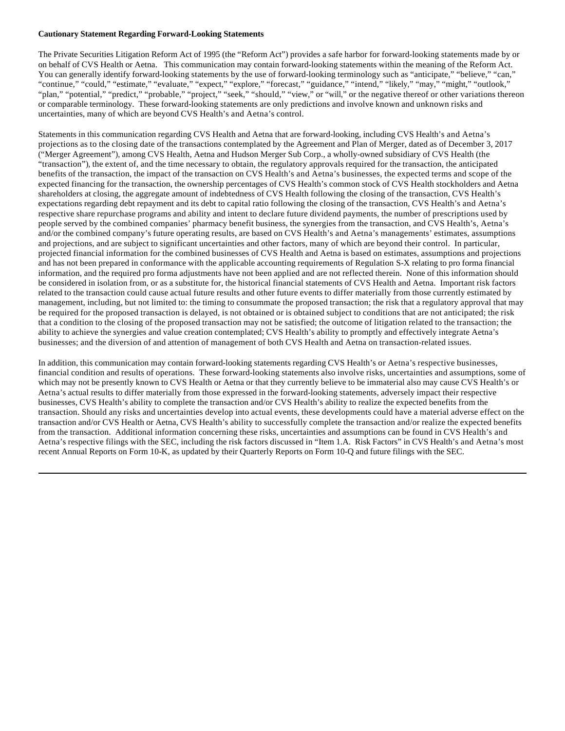**Cautionary Statement Regarding Forward-Looking Statements**

The Private Securities Litigation Reform Act of 1995 (the "Reform Act") provides a safe harbor for forward-looking statements made by or on behalf of CVS Health or Aetna. This communication may contain forward-looking statements within the meaning of the Reform Act. You can generally identify forward-looking statements by the use of forward-looking terminology such as "anticipate," "believe," "can," "continue," "could," "estimate," "evaluate," "expect," "explore," "forecast," "guidance," "intend," "likely," "may," "might," "outlook," "plan," "potential," "predict," "probable," "project," "seek," "should," "view," or "will," or the negative thereof or other variations thereon or comparable terminology. These forward-looking statements are only predictions and involve known and unknown risks and uncertainties, many of which are beyond CVS Health's and Aetna's control.

Statements in this communication regarding CVS Health and Aetna that are forward-looking, including CVS Health's and Aetna's projections as to the closing date of the transactions contemplated by the Agreement and Plan of Merger, dated as of December 3, 2017 ("Merger Agreement"), among CVS Health, Aetna and Hudson Merger Sub Corp., a wholly-owned subsidiary of CVS Health (the "transaction"), the extent of, and the time necessary to obtain, the regulatory approvals required for the transaction, the anticipated benefits of the transaction, the impact of the transaction on CVS Health's and Aetna's businesses, the expected terms and scope of the expected financing for the transaction, the ownership percentages of CVS Health's common stock of CVS Health stockholders and Aetna shareholders at closing, the aggregate amount of indebtedness of CVS Health following the closing of the transaction, CVS Health's expectations regarding debt repayment and its debt to capital ratio following the closing of the transaction, CVS Health's and Aetna's respective share repurchase programs and ability and intent to declare future dividend payments, the number of prescriptions used by people served by the combined companies' pharmacy benefit business, the synergies from the transaction, and CVS Health's, Aetna's and/or the combined company's future operating results, are based on CVS Health's and Aetna's managements' estimates, assumptions and projections, and are subject to significant uncertainties and other factors, many of which are beyond their control. In particular, projected financial information for the combined businesses of CVS Health and Aetna is based on estimates, assumptions and projections and has not been prepared in conformance with the applicable accounting requirements of Regulation S-X relating to pro forma financial information, and the required pro forma adjustments have not been applied and are not reflected therein. None of this information should be considered in isolation from, or as a substitute for, the historical financial statements of CVS Health and Aetna. Important risk factors related to the transaction could cause actual future results and other future events to differ materially from those currently estimated by management, including, but not limited to: the timing to consummate the proposed transaction; the risk that a regulatory approval that may be required for the proposed transaction is delayed, is not obtained or is obtained subject to conditions that are not anticipated; the risk that a condition to the closing of the proposed transaction may not be satisfied; the outcome of litigation related to the transaction; the ability to achieve the synergies and value creation contemplated; CVS Health's ability to promptly and effectively integrate Aetna's businesses; and the diversion of and attention of management of both CVS Health and Aetna on transaction-related issues.

In addition, this communication may contain forward-looking statements regarding CVS Health's or Aetna's respective businesses, financial condition and results of operations. These forward-looking statements also involve risks, uncertainties and assumptions, some of which may not be presently known to CVS Health or Aetna or that they currently believe to be immaterial also may cause CVS Health's or Aetna's actual results to differ materially from those expressed in the forward-looking statements, adversely impact their respective businesses, CVS Health's ability to complete the transaction and/or CVS Health's ability to realize the expected benefits from the transaction. Should any risks and uncertainties develop into actual events, these developments could have a material adverse effect on the transaction and/or CVS Health or Aetna, CVS Health's ability to successfully complete the transaction and/or realize the expected benefits from the transaction. Additional information concerning these risks, uncertainties and assumptions can be found in CVS Health's and Aetna's respective filings with the SEC, including the risk factors discussed in "Item 1.A. Risk Factors" in CVS Health's and Aetna's most recent Annual Reports on Form 10-K, as updated by their Quarterly Reports on Form 10-Q and future filings with the SEC.

---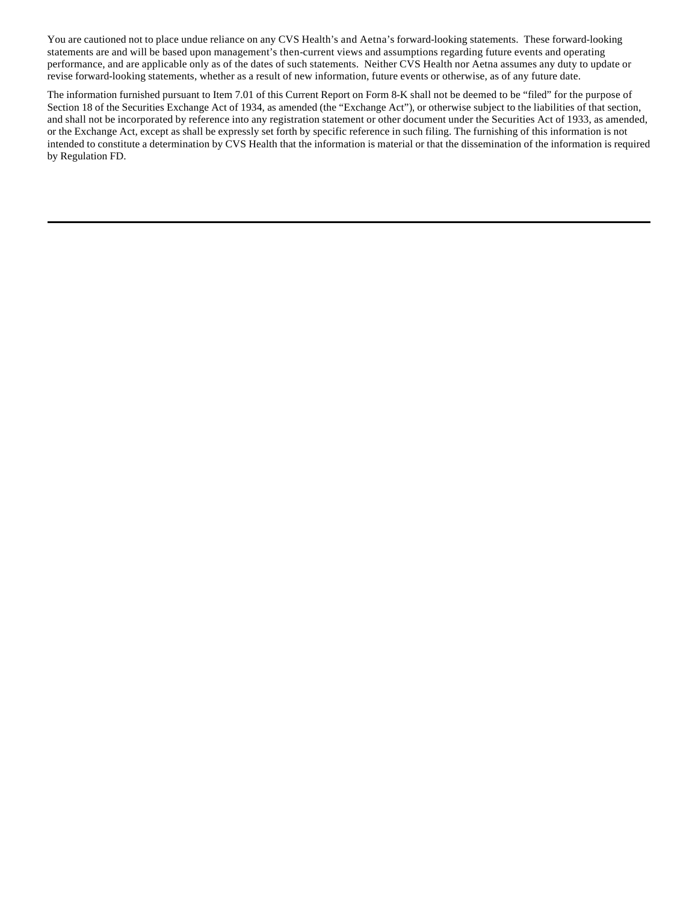You are cautioned not to place undue reliance on any CVS Health's and Aetna's forward-looking statements. These forward-looking statements are and will be based upon management's then-current views and assumptions regarding future events and operating performance, and are applicable only as of the dates of such statements. Neither CVS Health nor Aetna assumes any duty to update or revise forward-looking statements, whether as a result of new information, future events or otherwise, as of any future date.

The information furnished pursuant to Item 7.01 of this Current Report on Form 8-K shall not be deemed to be "filed" for the purpose of Section 18 of the Securities Exchange Act of 1934, as amended (the "Exchange Act"), or otherwise subject to the liabilities of that section, and shall not be incorporated by reference into any registration statement or other document under the Securities Act of 1933, as amended, or the Exchange Act, except as shall be expressly set forth by specific reference in such filing. The furnishing of this information is not intended to constitute a determination by CVS Health that the information is material or that the dissemination of the information is required by Regulation FD.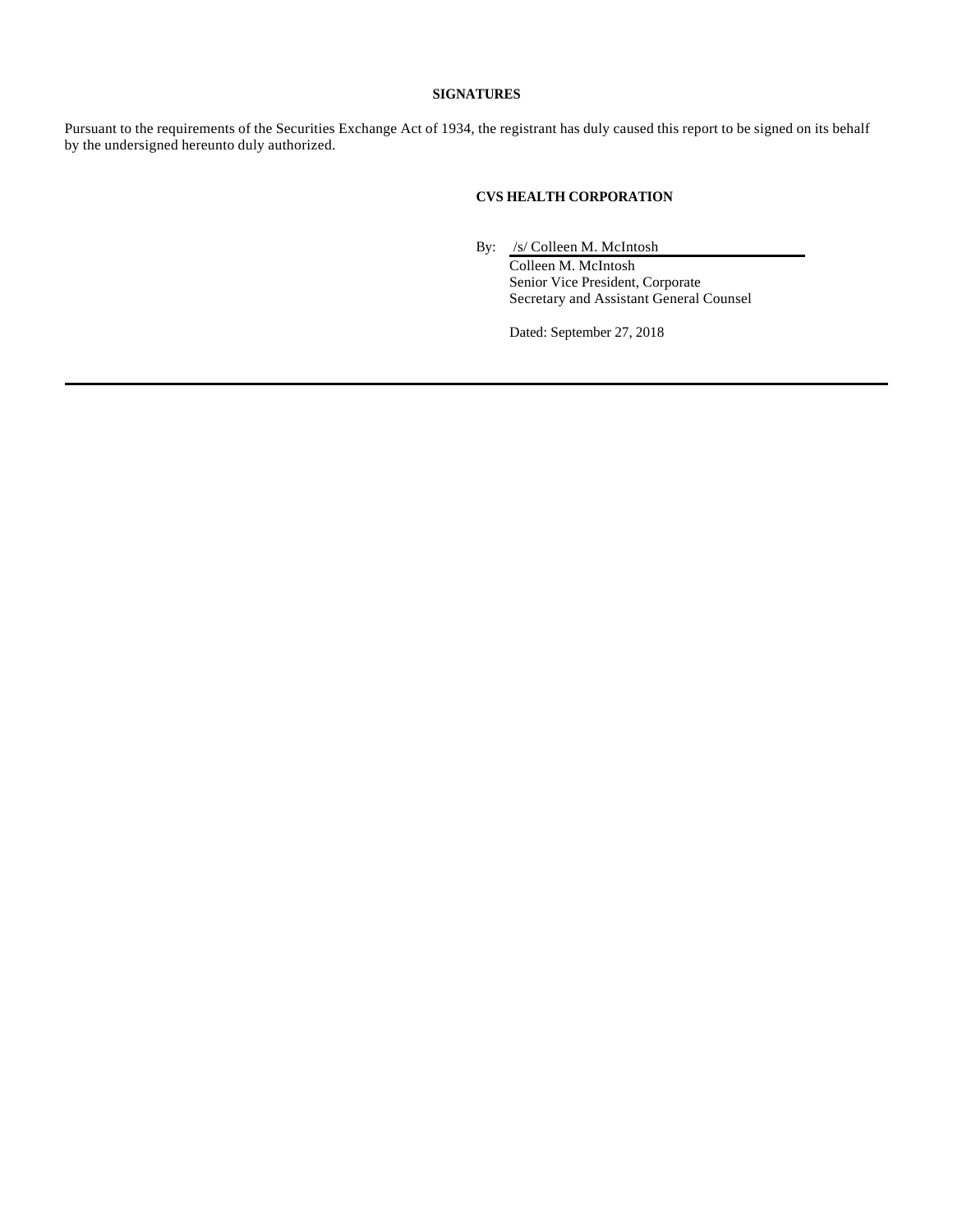**SIGNATURES**

Pursuant to the requirements of the Securities Exchange Act of 1934, the registrant has duly caused this report to be signed on its behalf by the undersigned hereunto duly authorized.

**CVS HEALTH CORPORATION**

By: /s/ Colleen M. McIntosh

Colleen M. McIntosh
Senior Vice President, Corporate
Secretary and Assistant General Counsel

Dated: September 27, 2018